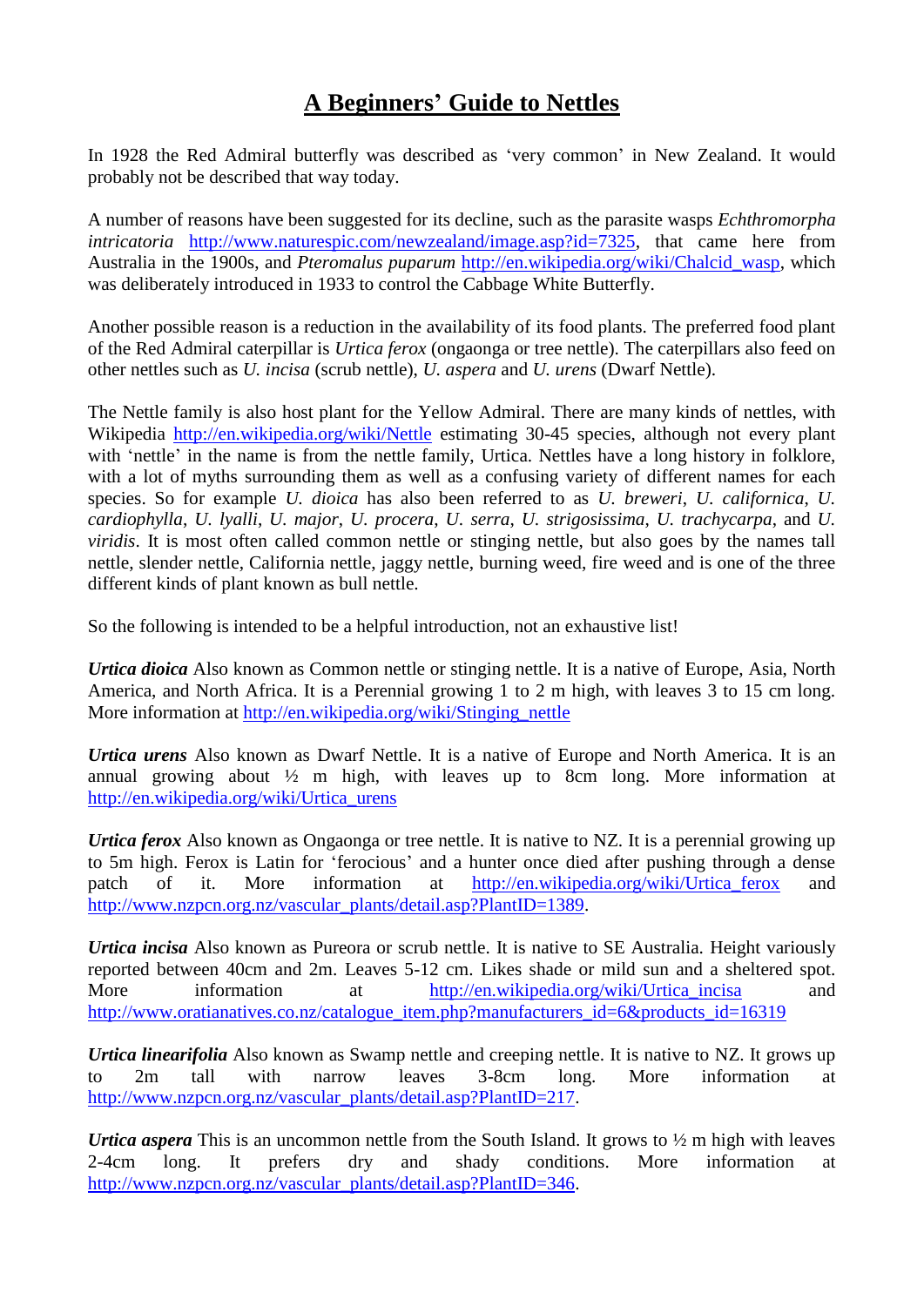# A Beginners' Guide to Nettles

In 1928 the Red Admiral butterfly was described as 'very common' in New Zealand. It would probably not be described that way today.

A number of reasons have been suggested for its decline, such as the parasite wasps *Echthromorpha intricatoria* http://www.naturespic.com/newzealand/image.asp?id=7325, that came here from Australia in the 1900s, and *Pteromalus puparum* http://en.wikipedia.org/wiki/Chalcid_wasp, which was deliberately introduced in 1933 to control the Cabbage White Butterfly.

Another possible reason is a reduction in the availability of its food plants. The preferred food plant of the Red Admiral caterpillar is *Urtica ferox* (ongaonga or tree nettle). The caterpillars also feed on other nettles such as *U. incisa* (scrub nettle), *U. aspera* and *U. urens* (Dwarf Nettle).

The Nettle family is also host plant for the Yellow Admiral. There are many kinds of nettles, with Wikipedia http://en.wikipedia.org/wiki/Nettle estimating 30-45 species, although not every plant with 'nettle' in the name is from the nettle family, Urtica. Nettles have a long history in folklore, with a lot of myths surrounding them as well as a confusing variety of different names for each species. So for example *U. dioica* has also been referred to as *U. breweri*, *U. californica*, *U. cardiophylla*, *U. lyalli*, *U. major*, *U. procera*, *U. serra*, *U. strigosissima*, *U. trachycarpa*, and *U. viridis*. It is most often called common nettle or stinging nettle, but also goes by the names tall nettle, slender nettle, California nettle, jaggy nettle, burning weed, fire weed and is one of the three different kinds of plant known as bull nettle.

So the following is intended to be a helpful introduction, not an exhaustive list!

***Urtica dioica*** Also known as Common nettle or stinging nettle. It is a native of Europe, Asia, North America, and North Africa. It is a Perennial growing 1 to 2 m high, with leaves 3 to 15 cm long. More information at http://en.wikipedia.org/wiki/Stinging_nettle

***Urtica urens*** Also known as Dwarf Nettle. It is a native of Europe and North America. It is an annual growing about ½ m high, with leaves up to 8cm long. More information at http://en.wikipedia.org/wiki/Urtica_urens

***Urtica ferox*** Also known as Ongaonga or tree nettle. It is native to NZ. It is a perennial growing up to 5m high. Ferox is Latin for 'ferocious' and a hunter once died after pushing through a dense patch of it. More information at http://en.wikipedia.org/wiki/Urtica_ferox and http://www.nzpcn.org.nz/vascular_plants/detail.asp?PlantID=1389.

***Urtica incisa*** Also known as Pureora or scrub nettle. It is native to SE Australia. Height variously reported between 40cm and 2m. Leaves 5-12 cm. Likes shade or mild sun and a sheltered spot. More information at http://en.wikipedia.org/wiki/Urtica_incisa and http://www.oratianatives.co.nz/catalogue_item.php?manufacturers_id=6&products_id=16319

***Urtica linearifolia*** Also known as Swamp nettle and creeping nettle. It is native to NZ. It grows up to 2m tall with narrow leaves 3-8cm long. More information at http://www.nzpcn.org.nz/vascular_plants/detail.asp?PlantID=217.

***Urtica aspera*** This is an uncommon nettle from the South Island. It grows to ½ m high with leaves 2-4cm long. It prefers dry and shady conditions. More information at http://www.nzpcn.org.nz/vascular_plants/detail.asp?PlantID=346.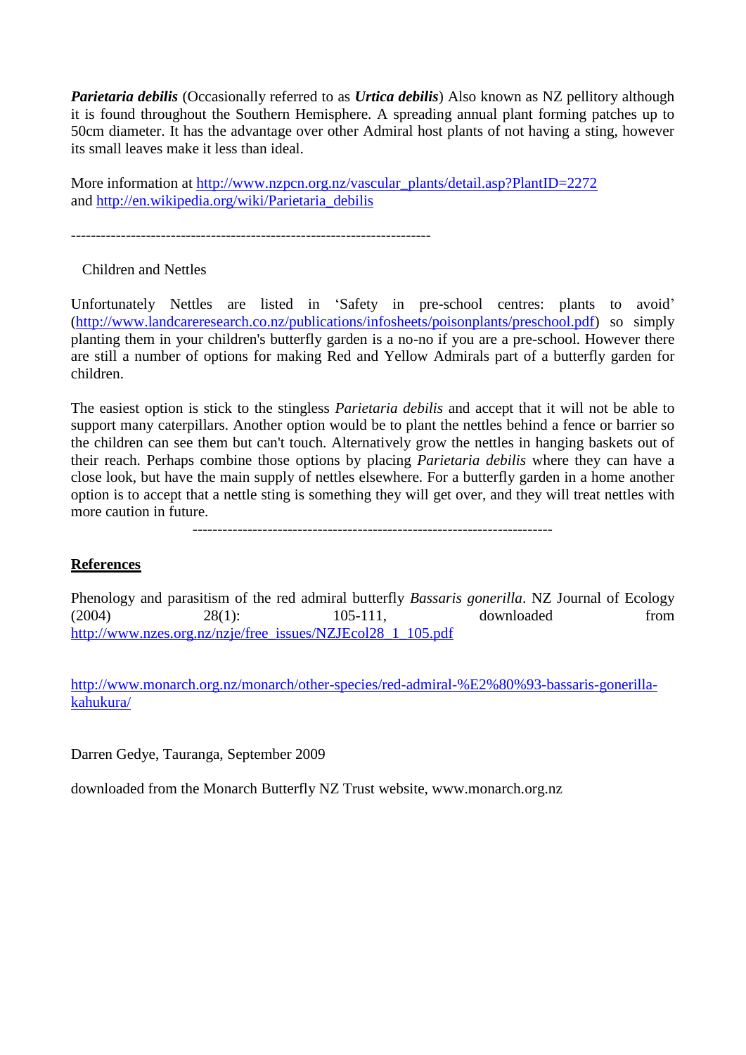***Parietaria debilis*** (Occasionally referred to as ***Urtica debilis***) Also known as NZ pellitory although it is found throughout the Southern Hemisphere. A spreading annual plant forming patches up to 50cm diameter. It has the advantage over other Admiral host plants of not having a sting, however its small leaves make it less than ideal.

More information at http://www.nzpcn.org.nz/vascular_plants/detail.asp?PlantID=2272 and http://en.wikipedia.org/wiki/Parietaria_debilis

----------------------------------------------------------------------

Children and Nettles

Unfortunately Nettles are listed in 'Safety in pre-school centres: plants to avoid' (http://www.landcareresearch.co.nz/publications/infosheets/poisonplants/preschool.pdf) so simply planting them in your children's butterfly garden is a no-no if you are a pre-school. However there are still a number of options for making Red and Yellow Admirals part of a butterfly garden for children.

The easiest option is stick to the stingless *Parietaria debilis* and accept that it will not be able to support many caterpillars. Another option would be to plant the nettles behind a fence or barrier so the children can see them but can't touch. Alternatively grow the nettles in hanging baskets out of their reach. Perhaps combine those options by placing *Parietaria debilis* where they can have a close look, but have the main supply of nettles elsewhere. For a butterfly garden in a home another option is to accept that a nettle sting is something they will get over, and they will treat nettles with more caution in future.

----------------------------------------------------------------------

## References

Phenology and parasitism of the red admiral butterfly *Bassaris gonerilla*. NZ Journal of Ecology (2004) 28(1): 105-111, downloaded from http://www.nzes.org.nz/nzje/free_issues/NZJEcol28_1_105.pdf

http://www.monarch.org.nz/monarch/other-species/red-admiral-%E2%80%93-bassaris-gonerilla-kahukura/

Darren Gedye, Tauranga, September 2009

downloaded from the Monarch Butterfly NZ Trust website, www.monarch.org.nz